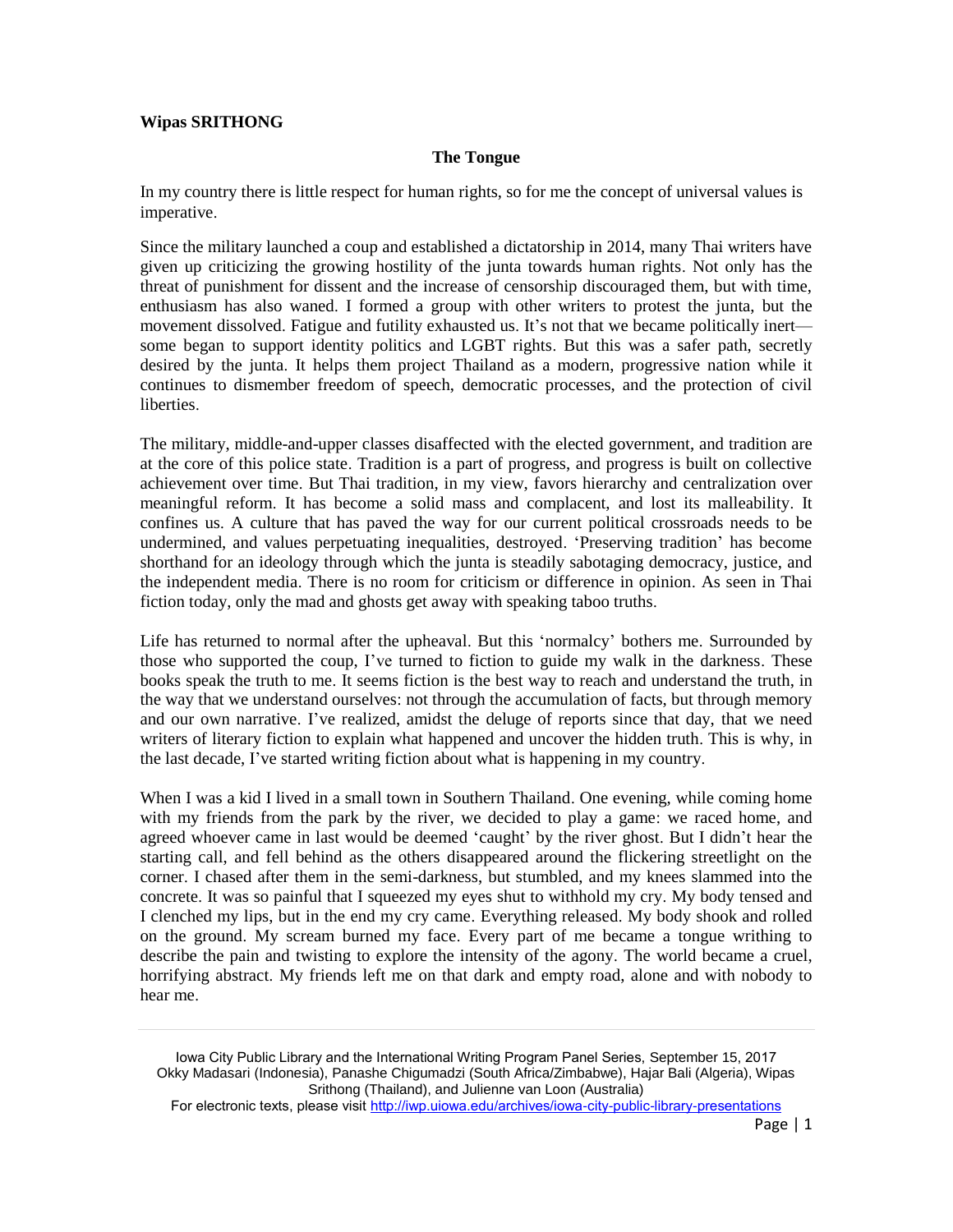**Wipas SRITHONG**

## The Tongue

In my country there is little respect for human rights, so for me the concept of universal values is imperative.

Since the military launched a coup and established a dictatorship in 2014, many Thai writers have given up criticizing the growing hostility of the junta towards human rights. Not only has the threat of punishment for dissent and the increase of censorship discouraged them, but with time, enthusiasm has also waned. I formed a group with other writers to protest the junta, but the movement dissolved. Fatigue and futility exhausted us. It's not that we became politically inert—some began to support identity politics and LGBT rights. But this was a safer path, secretly desired by the junta. It helps them project Thailand as a modern, progressive nation while it continues to dismember freedom of speech, democratic processes, and the protection of civil liberties.

The military, middle-and-upper classes disaffected with the elected government, and tradition are at the core of this police state. Tradition is a part of progress, and progress is built on collective achievement over time. But Thai tradition, in my view, favors hierarchy and centralization over meaningful reform. It has become a solid mass and complacent, and lost its malleability. It confines us. A culture that has paved the way for our current political crossroads needs to be undermined, and values perpetuating inequalities, destroyed. 'Preserving tradition' has become shorthand for an ideology through which the junta is steadily sabotaging democracy, justice, and the independent media. There is no room for criticism or difference in opinion. As seen in Thai fiction today, only the mad and ghosts get away with speaking taboo truths.

Life has returned to normal after the upheaval. But this 'normalcy' bothers me. Surrounded by those who supported the coup, I've turned to fiction to guide my walk in the darkness. These books speak the truth to me. It seems fiction is the best way to reach and understand the truth, in the way that we understand ourselves: not through the accumulation of facts, but through memory and our own narrative. I've realized, amidst the deluge of reports since that day, that we need writers of literary fiction to explain what happened and uncover the hidden truth. This is why, in the last decade, I've started writing fiction about what is happening in my country.

When I was a kid I lived in a small town in Southern Thailand. One evening, while coming home with my friends from the park by the river, we decided to play a game: we raced home, and agreed whoever came in last would be deemed 'caught' by the river ghost. But I didn't hear the starting call, and fell behind as the others disappeared around the flickering streetlight on the corner. I chased after them in the semi-darkness, but stumbled, and my knees slammed into the concrete. It was so painful that I squeezed my eyes shut to withhold my cry. My body tensed and I clenched my lips, but in the end my cry came. Everything released. My body shook and rolled on the ground. My scream burned my face. Every part of me became a tongue writhing to describe the pain and twisting to explore the intensity of the agony. The world became a cruel, horrifying abstract. My friends left me on that dark and empty road, alone and with nobody to hear me.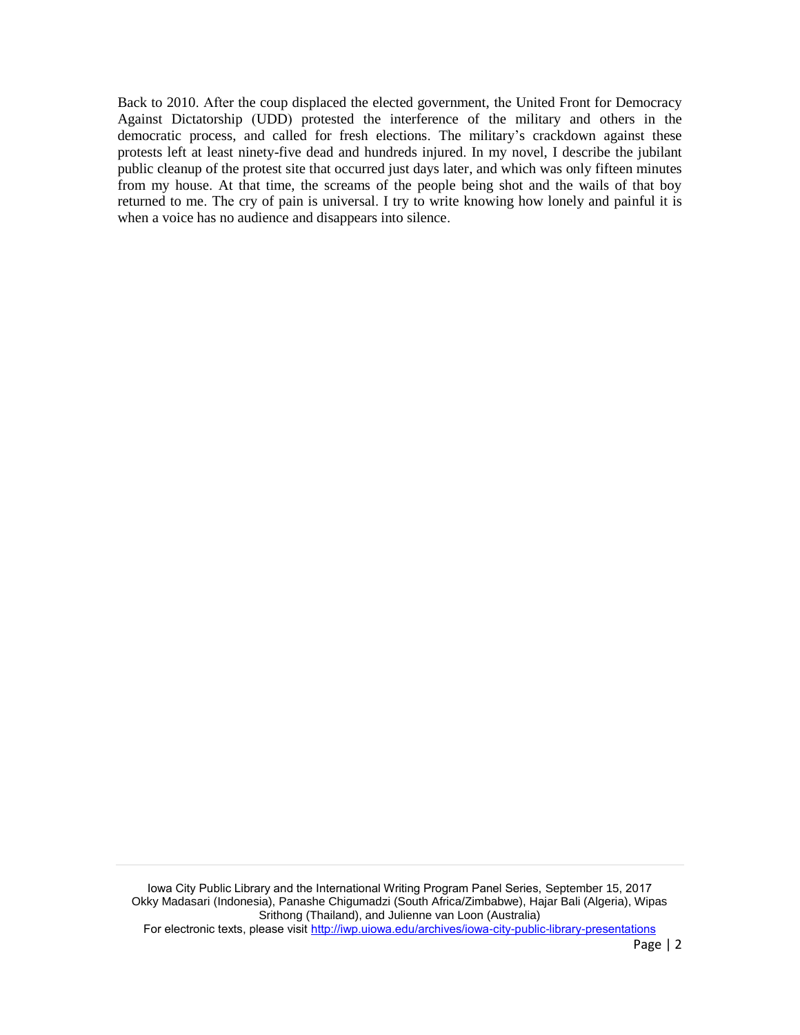Back to 2010. After the coup displaced the elected government, the United Front for Democracy Against Dictatorship (UDD) protested the interference of the military and others in the democratic process, and called for fresh elections. The military's crackdown against these protests left at least ninety-five dead and hundreds injured. In my novel, I describe the jubilant public cleanup of the protest site that occurred just days later, and which was only fifteen minutes from my house. At that time, the screams of the people being shot and the wails of that boy returned to me. The cry of pain is universal. I try to write knowing how lonely and painful it is when a voice has no audience and disappears into silence.